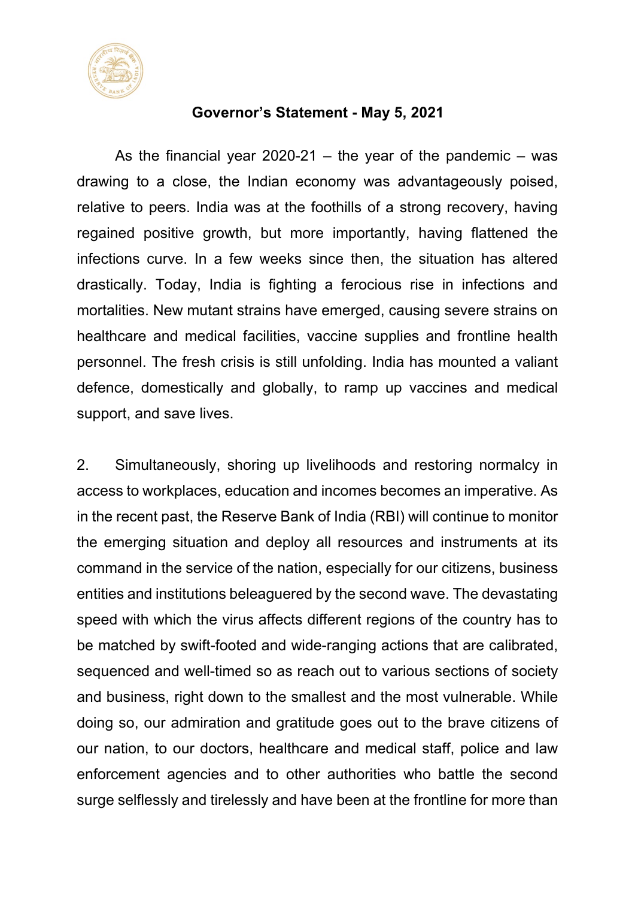# Governor's Statement - May 5, 2021

As the financial year 2020-21 – the year of the pandemic – was drawing to a close, the Indian economy was advantageously poised, relative to peers. India was at the foothills of a strong recovery, having regained positive growth, but more importantly, having flattened the infections curve. In a few weeks since then, the situation has altered drastically. Today, India is fighting a ferocious rise in infections and mortalities. New mutant strains have emerged, causing severe strains on healthcare and medical facilities, vaccine supplies and frontline health personnel. The fresh crisis is still unfolding. India has mounted a valiant defence, domestically and globally, to ramp up vaccines and medical support, and save lives.

2. Simultaneously, shoring up livelihoods and restoring normalcy in access to workplaces, education and incomes becomes an imperative. As in the recent past, the Reserve Bank of India (RBI) will continue to monitor the emerging situation and deploy all resources and instruments at its command in the service of the nation, especially for our citizens, business entities and institutions beleaguered by the second wave. The devastating speed with which the virus affects different regions of the country has to be matched by swift-footed and wide-ranging actions that are calibrated, sequenced and well-timed so as reach out to various sections of society and business, right down to the smallest and the most vulnerable. While doing so, our admiration and gratitude goes out to the brave citizens of our nation, to our doctors, healthcare and medical staff, police and law enforcement agencies and to other authorities who battle the second surge selflessly and tirelessly and have been at the frontline for more than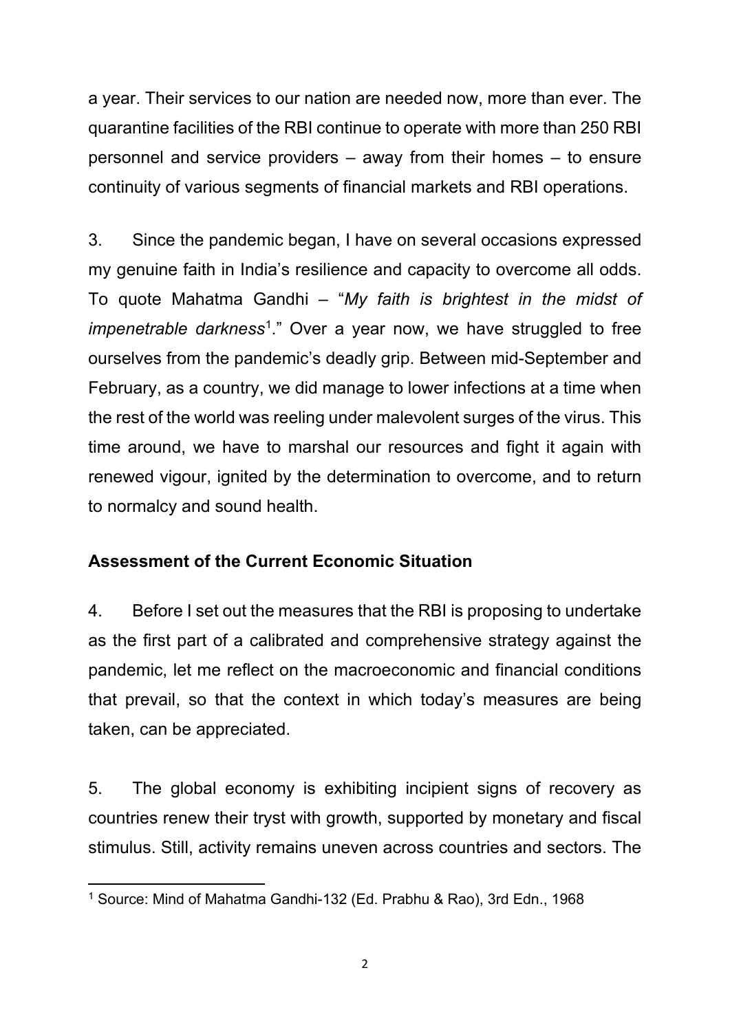a year. Their services to our nation are needed now, more than ever. The quarantine facilities of the RBI continue to operate with more than 250 RBI personnel and service providers – away from their homes – to ensure continuity of various segments of financial markets and RBI operations.

3. Since the pandemic began, I have on several occasions expressed my genuine faith in India's resilience and capacity to overcome all odds. To quote Mahatma Gandhi – "*My faith is brightest in the midst of impenetrable darkness*[1]." Over a year now, we have struggled to free ourselves from the pandemic's deadly grip. Between mid-September and February, as a country, we did manage to lower infections at a time when the rest of the world was reeling under malevolent surges of the virus. This time around, we have to marshal our resources and fight it again with renewed vigour, ignited by the determination to overcome, and to return to normalcy and sound health.

**Assessment of the Current Economic Situation**

4. Before I set out the measures that the RBI is proposing to undertake as the first part of a calibrated and comprehensive strategy against the pandemic, let me reflect on the macroeconomic and financial conditions that prevail, so that the context in which today's measures are being taken, can be appreciated.

5. The global economy is exhibiting incipient signs of recovery as countries renew their tryst with growth, supported by monetary and fiscal stimulus. Still, activity remains uneven across countries and sectors. The

[1] Source: Mind of Mahatma Gandhi-132 (Ed. Prabhu & Rao), 3rd Edn., 1968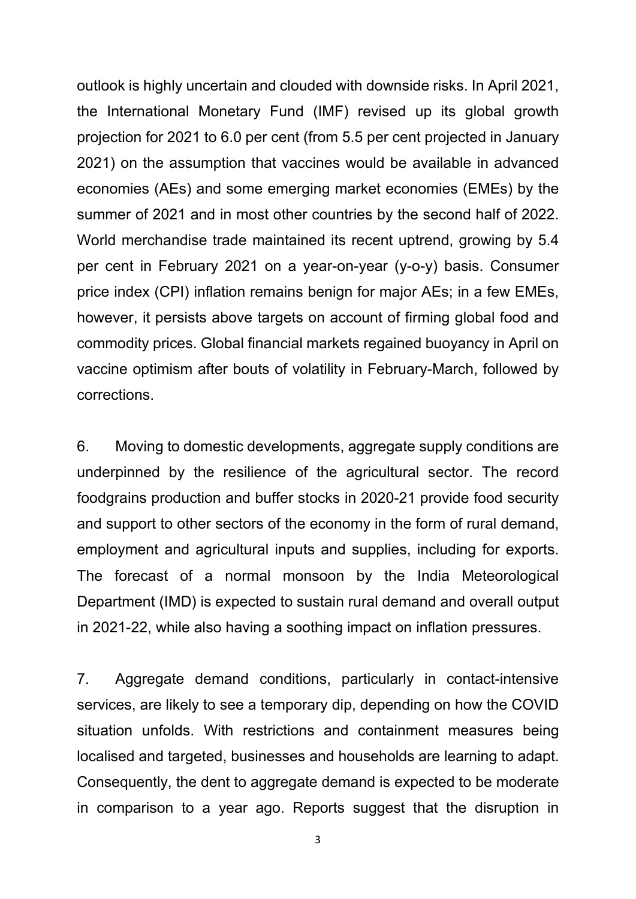outlook is highly uncertain and clouded with downside risks. In April 2021, the International Monetary Fund (IMF) revised up its global growth projection for 2021 to 6.0 per cent (from 5.5 per cent projected in January 2021) on the assumption that vaccines would be available in advanced economies (AEs) and some emerging market economies (EMEs) by the summer of 2021 and in most other countries by the second half of 2022. World merchandise trade maintained its recent uptrend, growing by 5.4 per cent in February 2021 on a year-on-year (y-o-y) basis. Consumer price index (CPI) inflation remains benign for major AEs; in a few EMEs, however, it persists above targets on account of firming global food and commodity prices. Global financial markets regained buoyancy in April on vaccine optimism after bouts of volatility in February-March, followed by corrections.

6. Moving to domestic developments, aggregate supply conditions are underpinned by the resilience of the agricultural sector. The record foodgrains production and buffer stocks in 2020-21 provide food security and support to other sectors of the economy in the form of rural demand, employment and agricultural inputs and supplies, including for exports. The forecast of a normal monsoon by the India Meteorological Department (IMD) is expected to sustain rural demand and overall output in 2021-22, while also having a soothing impact on inflation pressures.

7. Aggregate demand conditions, particularly in contact-intensive services, are likely to see a temporary dip, depending on how the COVID situation unfolds. With restrictions and containment measures being localised and targeted, businesses and households are learning to adapt. Consequently, the dent to aggregate demand is expected to be moderate in comparison to a year ago. Reports suggest that the disruption in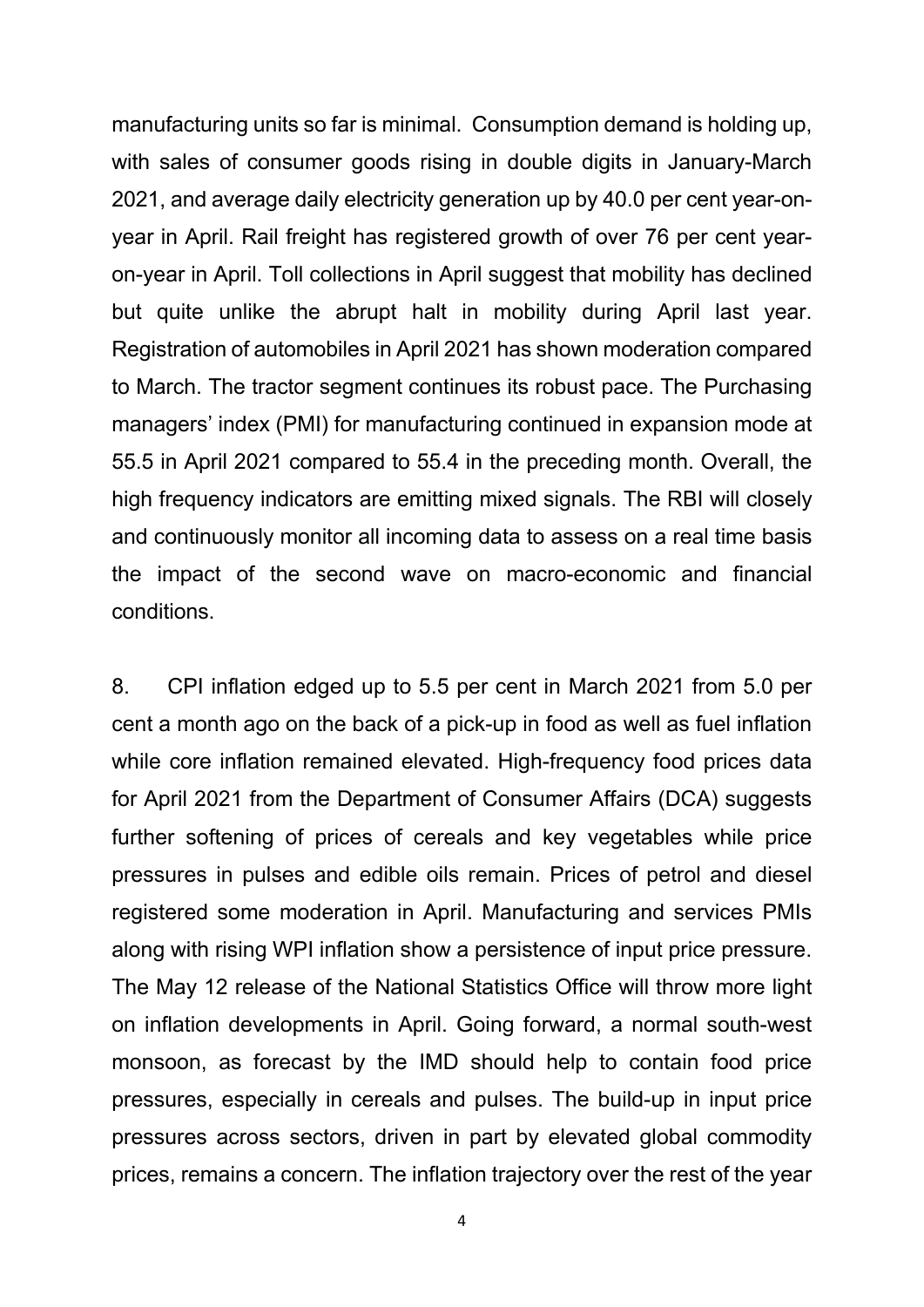manufacturing units so far is minimal. Consumption demand is holding up, with sales of consumer goods rising in double digits in January-March 2021, and average daily electricity generation up by 40.0 per cent year-on-year in April. Rail freight has registered growth of over 76 per cent year-on-year in April. Toll collections in April suggest that mobility has declined but quite unlike the abrupt halt in mobility during April last year. Registration of automobiles in April 2021 has shown moderation compared to March. The tractor segment continues its robust pace. The Purchasing managers' index (PMI) for manufacturing continued in expansion mode at 55.5 in April 2021 compared to 55.4 in the preceding month. Overall, the high frequency indicators are emitting mixed signals. The RBI will closely and continuously monitor all incoming data to assess on a real time basis the impact of the second wave on macro-economic and financial conditions.

8. CPI inflation edged up to 5.5 per cent in March 2021 from 5.0 per cent a month ago on the back of a pick-up in food as well as fuel inflation while core inflation remained elevated. High-frequency food prices data for April 2021 from the Department of Consumer Affairs (DCA) suggests further softening of prices of cereals and key vegetables while price pressures in pulses and edible oils remain. Prices of petrol and diesel registered some moderation in April. Manufacturing and services PMIs along with rising WPI inflation show a persistence of input price pressure. The May 12 release of the National Statistics Office will throw more light on inflation developments in April. Going forward, a normal south-west monsoon, as forecast by the IMD should help to contain food price pressures, especially in cereals and pulses. The build-up in input price pressures across sectors, driven in part by elevated global commodity prices, remains a concern. The inflation trajectory over the rest of the year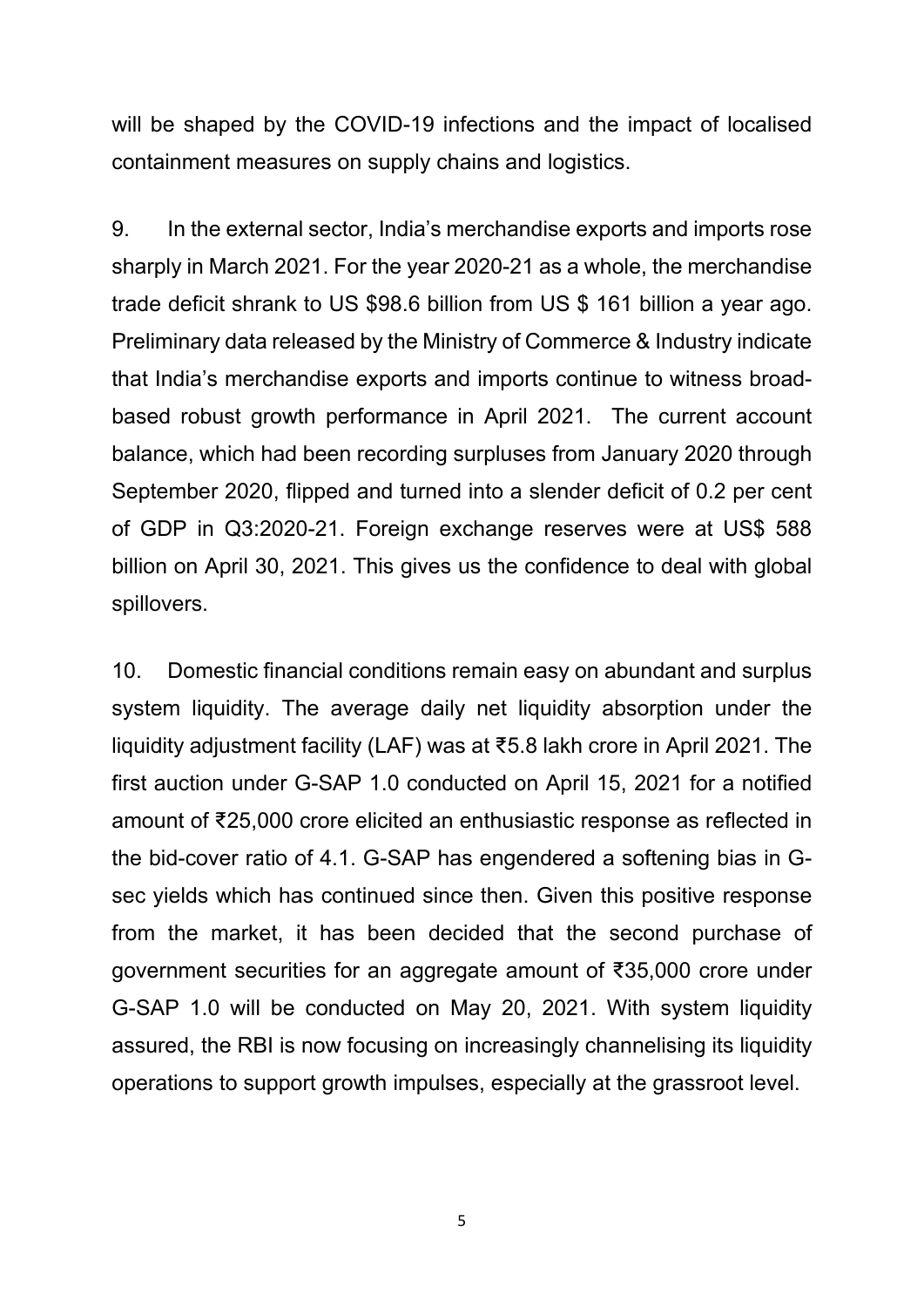will be shaped by the COVID-19 infections and the impact of localised containment measures on supply chains and logistics.

9. In the external sector, India's merchandise exports and imports rose sharply in March 2021. For the year 2020-21 as a whole, the merchandise trade deficit shrank to US $98.6 billion from US $ 161 billion a year ago. Preliminary data released by the Ministry of Commerce & Industry indicate that India's merchandise exports and imports continue to witness broad-based robust growth performance in April 2021. The current account balance, which had been recording surpluses from January 2020 through September 2020, flipped and turned into a slender deficit of 0.2 per cent of GDP in Q3:2020-21. Foreign exchange reserves were at US$ 588 billion on April 30, 2021. This gives us the confidence to deal with global spillovers.

10. Domestic financial conditions remain easy on abundant and surplus system liquidity. The average daily net liquidity absorption under the liquidity adjustment facility (LAF) was at ₹5.8 lakh crore in April 2021. The first auction under G-SAP 1.0 conducted on April 15, 2021 for a notified amount of ₹25,000 crore elicited an enthusiastic response as reflected in the bid-cover ratio of 4.1. G-SAP has engendered a softening bias in G-sec yields which has continued since then. Given this positive response from the market, it has been decided that the second purchase of government securities for an aggregate amount of ₹35,000 crore under G-SAP 1.0 will be conducted on May 20, 2021. With system liquidity assured, the RBI is now focusing on increasingly channelising its liquidity operations to support growth impulses, especially at the grassroot level.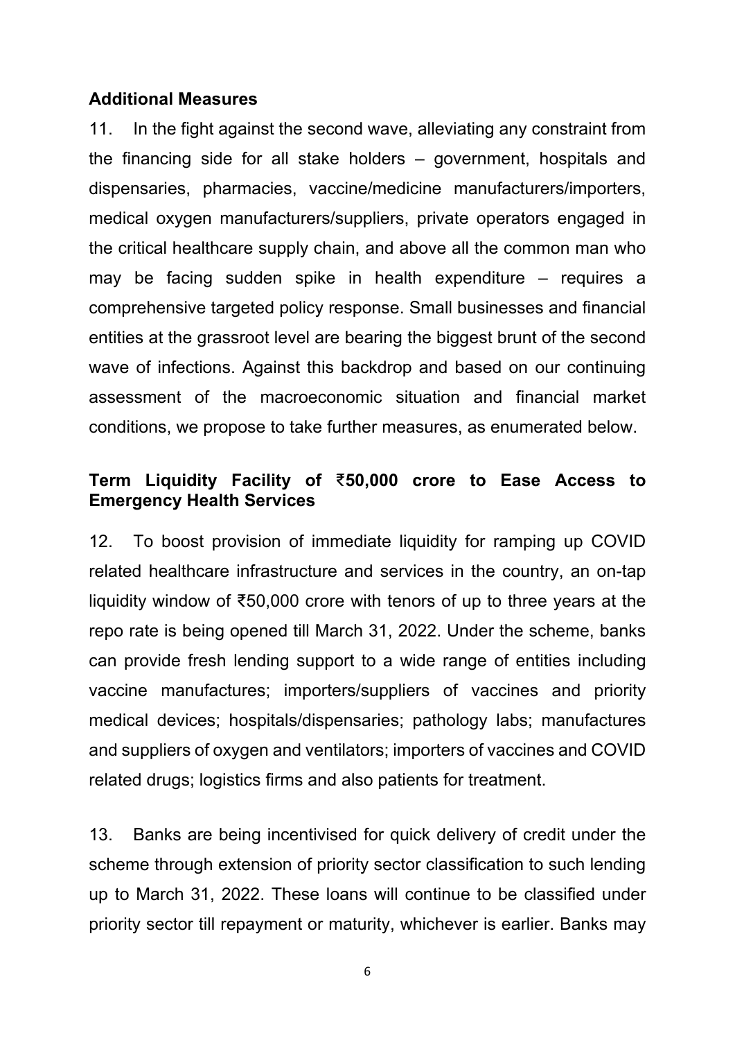**Additional Measures**

11. In the fight against the second wave, alleviating any constraint from the financing side for all stake holders – government, hospitals and dispensaries, pharmacies, vaccine/medicine manufacturers/importers, medical oxygen manufacturers/suppliers, private operators engaged in the critical healthcare supply chain, and above all the common man who may be facing sudden spike in health expenditure – requires a comprehensive targeted policy response. Small businesses and financial entities at the grassroot level are bearing the biggest brunt of the second wave of infections. Against this backdrop and based on our continuing assessment of the macroeconomic situation and financial market conditions, we propose to take further measures, as enumerated below.

**Term Liquidity Facility of ₹50,000 crore to Ease Access to Emergency Health Services**

12. To boost provision of immediate liquidity for ramping up COVID related healthcare infrastructure and services in the country, an on-tap liquidity window of ₹50,000 crore with tenors of up to three years at the repo rate is being opened till March 31, 2022. Under the scheme, banks can provide fresh lending support to a wide range of entities including vaccine manufactures; importers/suppliers of vaccines and priority medical devices; hospitals/dispensaries; pathology labs; manufactures and suppliers of oxygen and ventilators; importers of vaccines and COVID related drugs; logistics firms and also patients for treatment.

13. Banks are being incentivised for quick delivery of credit under the scheme through extension of priority sector classification to such lending up to March 31, 2022. These loans will continue to be classified under priority sector till repayment or maturity, whichever is earlier. Banks may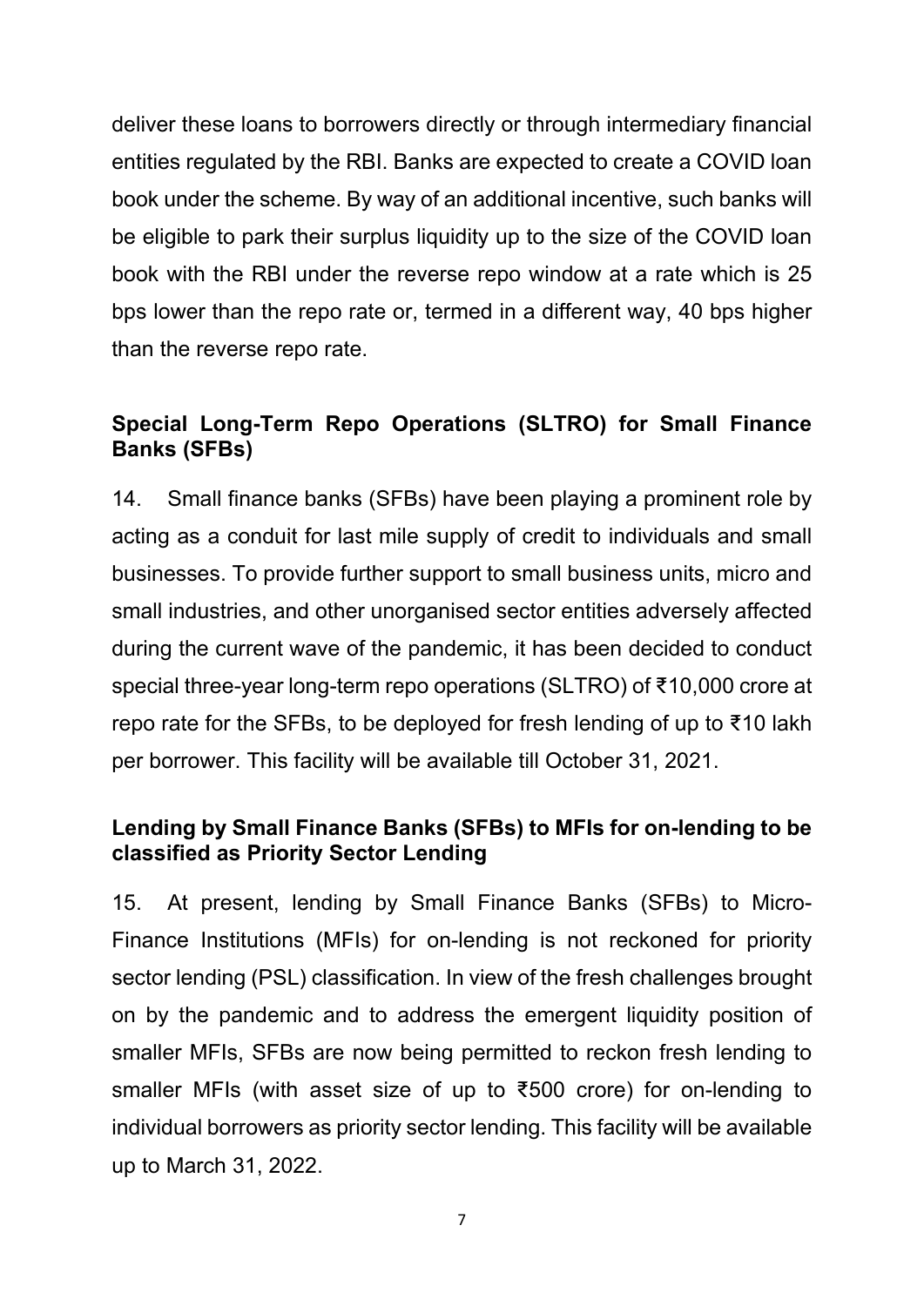deliver these loans to borrowers directly or through intermediary financial entities regulated by the RBI. Banks are expected to create a COVID loan book under the scheme. By way of an additional incentive, such banks will be eligible to park their surplus liquidity up to the size of the COVID loan book with the RBI under the reverse repo window at a rate which is 25 bps lower than the repo rate or, termed in a different way, 40 bps higher than the reverse repo rate.

**Special Long-Term Repo Operations (SLTRO) for Small Finance Banks (SFBs)**

14. Small finance banks (SFBs) have been playing a prominent role by acting as a conduit for last mile supply of credit to individuals and small businesses. To provide further support to small business units, micro and small industries, and other unorganised sector entities adversely affected during the current wave of the pandemic, it has been decided to conduct special three-year long-term repo operations (SLTRO) of ₹10,000 crore at repo rate for the SFBs, to be deployed for fresh lending of up to ₹10 lakh per borrower. This facility will be available till October 31, 2021.

**Lending by Small Finance Banks (SFBs) to MFIs for on-lending to be classified as Priority Sector Lending**

15. At present, lending by Small Finance Banks (SFBs) to Micro-Finance Institutions (MFIs) for on-lending is not reckoned for priority sector lending (PSL) classification. In view of the fresh challenges brought on by the pandemic and to address the emergent liquidity position of smaller MFIs, SFBs are now being permitted to reckon fresh lending to smaller MFIs (with asset size of up to ₹500 crore) for on-lending to individual borrowers as priority sector lending. This facility will be available up to March 31, 2022.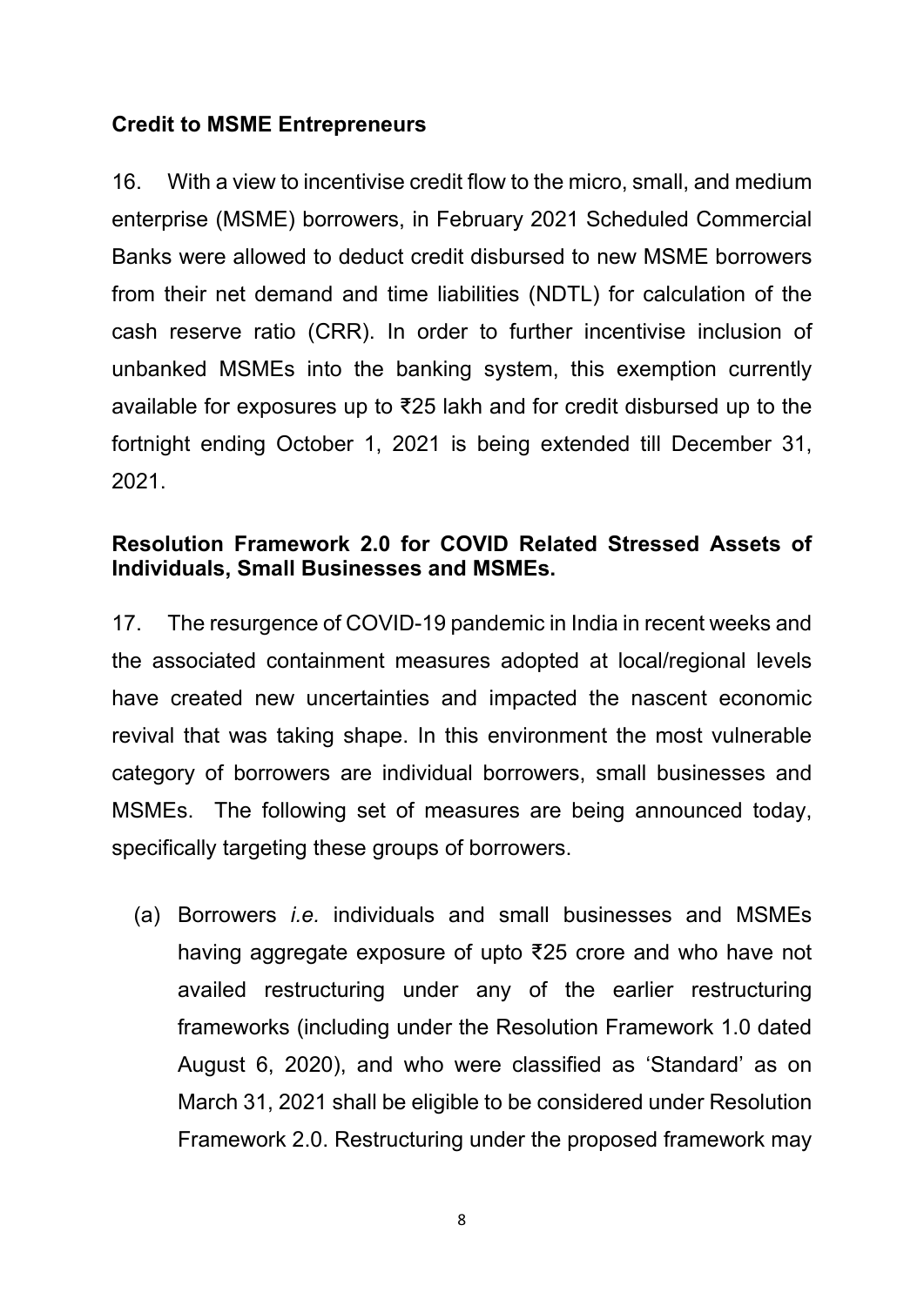**Credit to MSME Entrepreneurs**

16. With a view to incentivise credit flow to the micro, small, and medium enterprise (MSME) borrowers, in February 2021 Scheduled Commercial Banks were allowed to deduct credit disbursed to new MSME borrowers from their net demand and time liabilities (NDTL) for calculation of the cash reserve ratio (CRR). In order to further incentivise inclusion of unbanked MSMEs into the banking system, this exemption currently available for exposures up to ₹25 lakh and for credit disbursed up to the fortnight ending October 1, 2021 is being extended till December 31, 2021.

**Resolution Framework 2.0 for COVID Related Stressed Assets of Individuals, Small Businesses and MSMEs.**

17. The resurgence of COVID-19 pandemic in India in recent weeks and the associated containment measures adopted at local/regional levels have created new uncertainties and impacted the nascent economic revival that was taking shape. In this environment the most vulnerable category of borrowers are individual borrowers, small businesses and MSMEs. The following set of measures are being announced today, specifically targeting these groups of borrowers.

(a) Borrowers *i.e.* individuals and small businesses and MSMEs having aggregate exposure of upto ₹25 crore and who have not availed restructuring under any of the earlier restructuring frameworks (including under the Resolution Framework 1.0 dated August 6, 2020), and who were classified as 'Standard' as on March 31, 2021 shall be eligible to be considered under Resolution Framework 2.0. Restructuring under the proposed framework may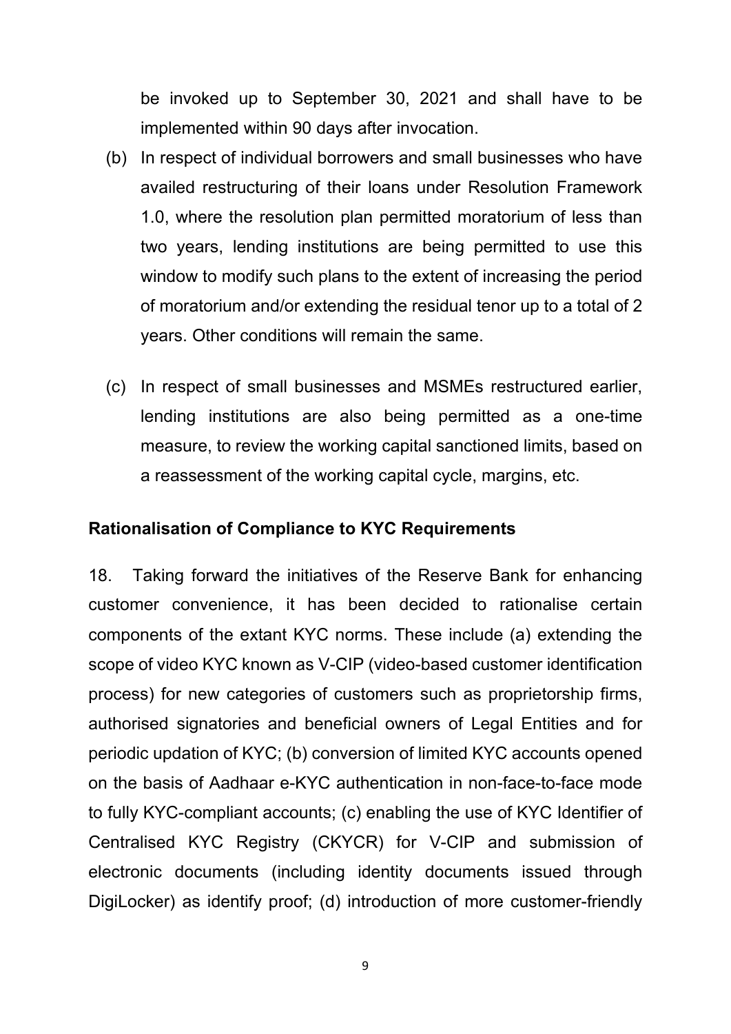be invoked up to September 30, 2021 and shall have to be implemented within 90 days after invocation.

(b) In respect of individual borrowers and small businesses who have availed restructuring of their loans under Resolution Framework 1.0, where the resolution plan permitted moratorium of less than two years, lending institutions are being permitted to use this window to modify such plans to the extent of increasing the period of moratorium and/or extending the residual tenor up to a total of 2 years. Other conditions will remain the same.

(c) In respect of small businesses and MSMEs restructured earlier, lending institutions are also being permitted as a one-time measure, to review the working capital sanctioned limits, based on a reassessment of the working capital cycle, margins, etc.

**Rationalisation of Compliance to KYC Requirements**

18. Taking forward the initiatives of the Reserve Bank for enhancing customer convenience, it has been decided to rationalise certain components of the extant KYC norms. These include (a) extending the scope of video KYC known as V-CIP (video-based customer identification process) for new categories of customers such as proprietorship firms, authorised signatories and beneficial owners of Legal Entities and for periodic updation of KYC; (b) conversion of limited KYC accounts opened on the basis of Aadhaar e-KYC authentication in non-face-to-face mode to fully KYC-compliant accounts; (c) enabling the use of KYC Identifier of Centralised KYC Registry (CKYCR) for V-CIP and submission of electronic documents (including identity documents issued through DigiLocker) as identify proof; (d) introduction of more customer-friendly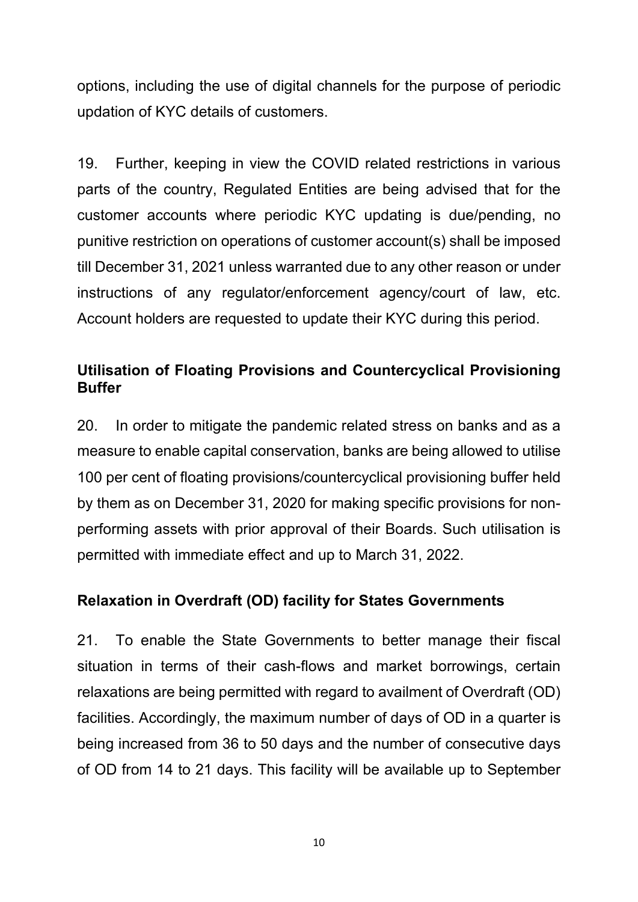options, including the use of digital channels for the purpose of periodic updation of KYC details of customers.

19. Further, keeping in view the COVID related restrictions in various parts of the country, Regulated Entities are being advised that for the customer accounts where periodic KYC updating is due/pending, no punitive restriction on operations of customer account(s) shall be imposed till December 31, 2021 unless warranted due to any other reason or under instructions of any regulator/enforcement agency/court of law, etc. Account holders are requested to update their KYC during this period.

**Utilisation of Floating Provisions and Countercyclical Provisioning Buffer**

20. In order to mitigate the pandemic related stress on banks and as a measure to enable capital conservation, banks are being allowed to utilise 100 per cent of floating provisions/countercyclical provisioning buffer held by them as on December 31, 2020 for making specific provisions for non-performing assets with prior approval of their Boards. Such utilisation is permitted with immediate effect and up to March 31, 2022.

**Relaxation in Overdraft (OD) facility for States Governments**

21. To enable the State Governments to better manage their fiscal situation in terms of their cash-flows and market borrowings, certain relaxations are being permitted with regard to availment of Overdraft (OD) facilities. Accordingly, the maximum number of days of OD in a quarter is being increased from 36 to 50 days and the number of consecutive days of OD from 14 to 21 days. This facility will be available up to September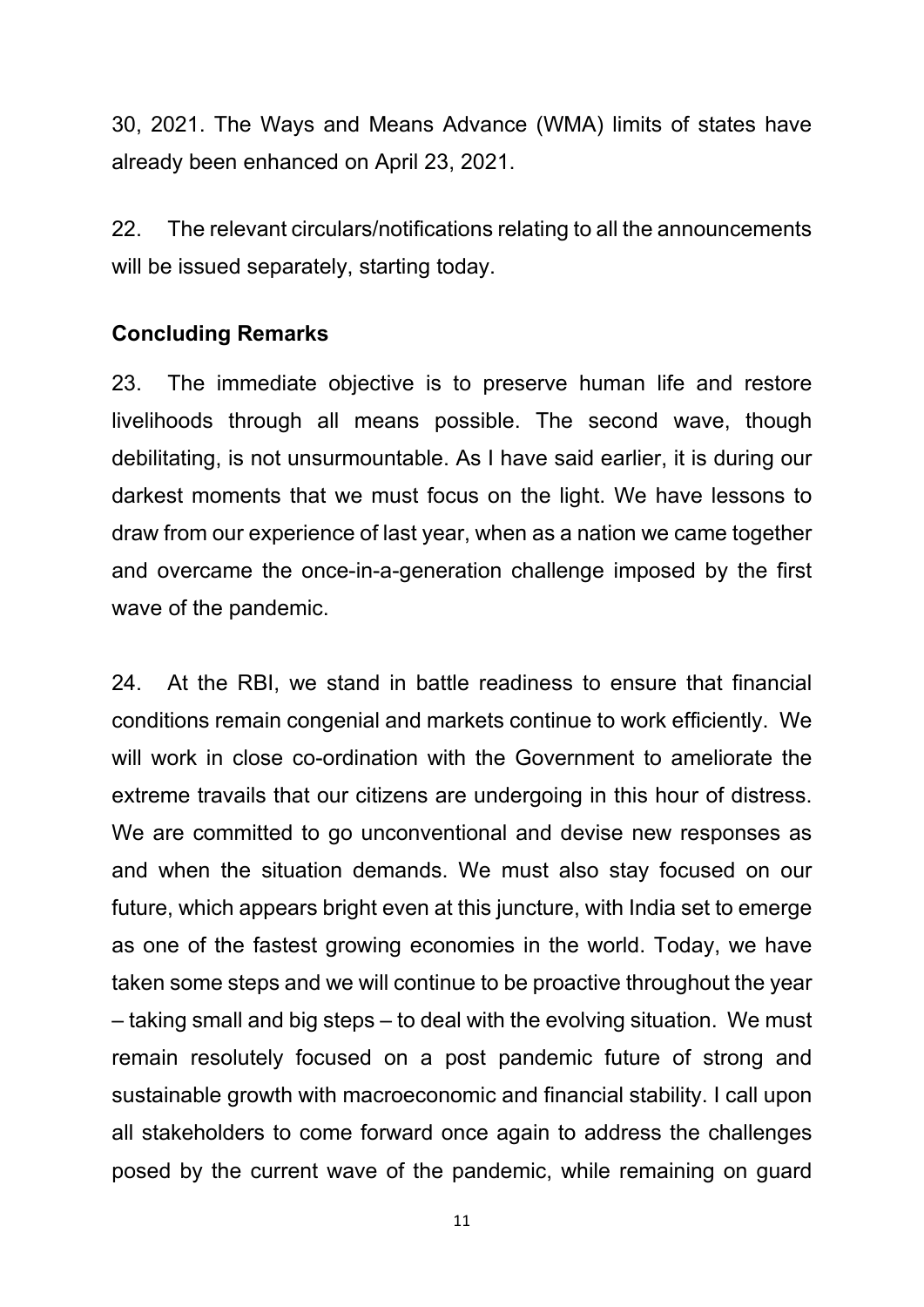30, 2021. The Ways and Means Advance (WMA) limits of states have already been enhanced on April 23, 2021.

22. The relevant circulars/notifications relating to all the announcements will be issued separately, starting today.

**Concluding Remarks**

23. The immediate objective is to preserve human life and restore livelihoods through all means possible. The second wave, though debilitating, is not unsurmountable. As I have said earlier, it is during our darkest moments that we must focus on the light. We have lessons to draw from our experience of last year, when as a nation we came together and overcame the once-in-a-generation challenge imposed by the first wave of the pandemic.

24. At the RBI, we stand in battle readiness to ensure that financial conditions remain congenial and markets continue to work efficiently. We will work in close co-ordination with the Government to ameliorate the extreme travails that our citizens are undergoing in this hour of distress. We are committed to go unconventional and devise new responses as and when the situation demands. We must also stay focused on our future, which appears bright even at this juncture, with India set to emerge as one of the fastest growing economies in the world. Today, we have taken some steps and we will continue to be proactive throughout the year – taking small and big steps – to deal with the evolving situation. We must remain resolutely focused on a post pandemic future of strong and sustainable growth with macroeconomic and financial stability. I call upon all stakeholders to come forward once again to address the challenges posed by the current wave of the pandemic, while remaining on guard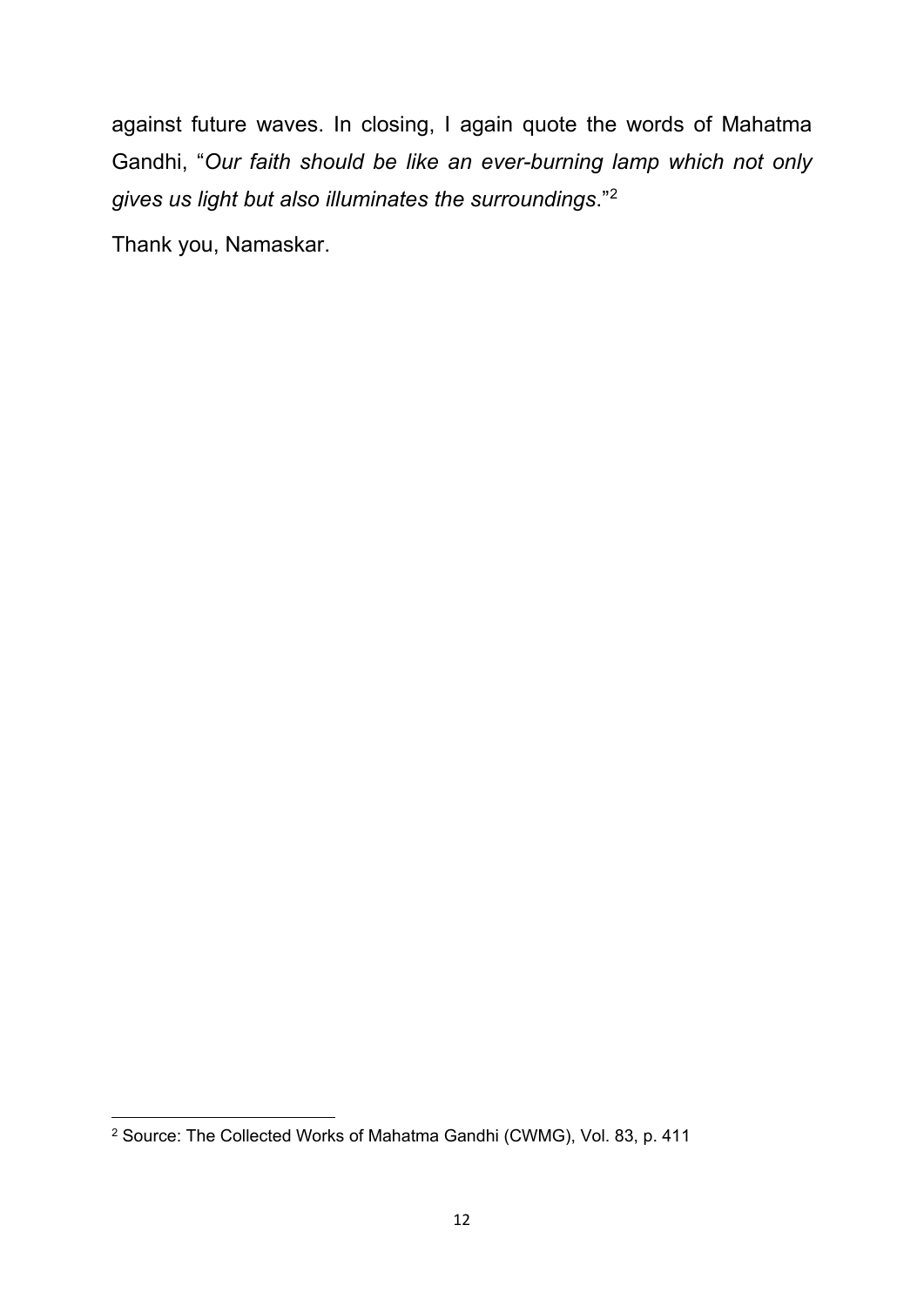against future waves. In closing, I again quote the words of Mahatma Gandhi, "*Our faith should be like an ever-burning lamp which not only gives us light but also illuminates the surroundings*."[2]

Thank you, Namaskar.

[2] Source: The Collected Works of Mahatma Gandhi (CWMG), Vol. 83, p. 411